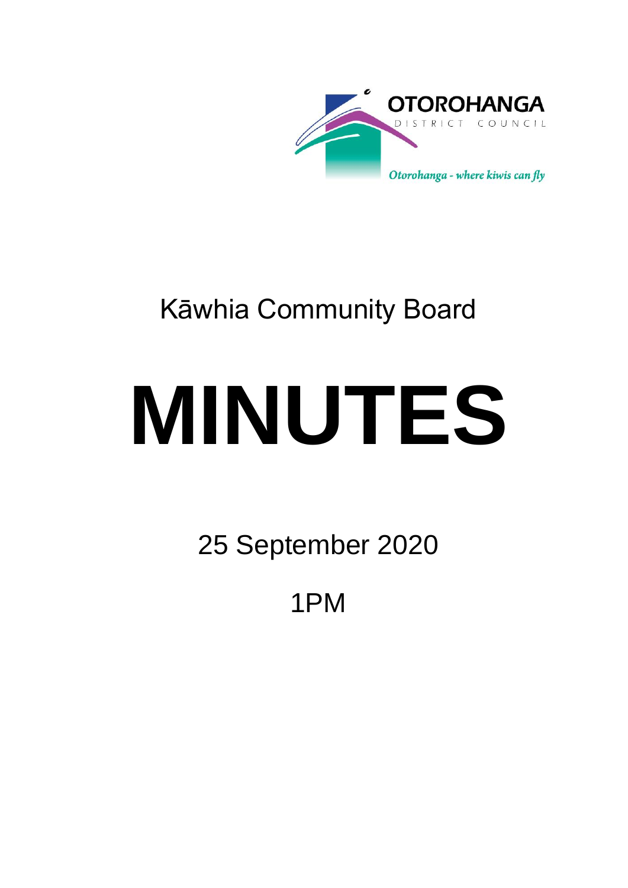OTOROHANGA
DISTRICT COUNCIL

*Otorohanga - where kiwis can fly*

# Kāwhia Community Board

# MINUTES

25 September 2020

1PM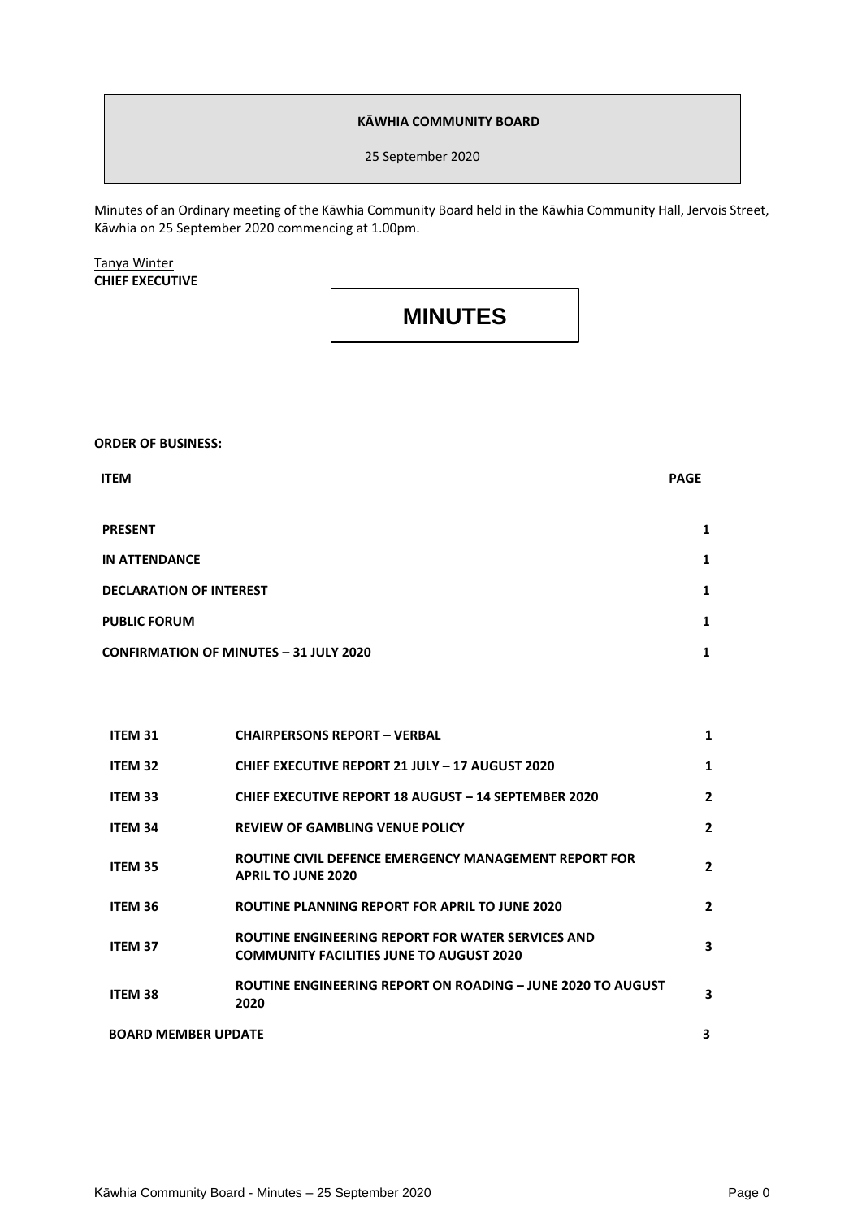**KĀWHIA COMMUNITY BOARD**

25 September 2020

Minutes of an Ordinary meeting of the Kāwhia Community Board held in the Kāwhia Community Hall, Jervois Street, Kāwhia on 25 September 2020 commencing at 1.00pm.

Tanya Winter
**CHIEF EXECUTIVE**

# MINUTES

**ORDER OF BUSINESS:**

| ITEM | | PAGE |
|---|---|---|
| **PRESENT** | | 1 |
| **IN ATTENDANCE** | | 1 |
| **DECLARATION OF INTEREST** | | 1 |
| **PUBLIC FORUM** | | 1 |
| **CONFIRMATION OF MINUTES – 31 JULY 2020** | | 1 |
| **ITEM 31** | **CHAIRPERSONS REPORT – VERBAL** | 1 |
| **ITEM 32** | **CHIEF EXECUTIVE REPORT 21 JULY – 17 AUGUST 2020** | 1 |
| **ITEM 33** | **CHIEF EXECUTIVE REPORT 18 AUGUST – 14 SEPTEMBER 2020** | 2 |
| **ITEM 34** | **REVIEW OF GAMBLING VENUE POLICY** | 2 |
| **ITEM 35** | **ROUTINE CIVIL DEFENCE EMERGENCY MANAGEMENT REPORT FOR APRIL TO JUNE 2020** | 2 |
| **ITEM 36** | **ROUTINE PLANNING REPORT FOR APRIL TO JUNE 2020** | 2 |
| **ITEM 37** | **ROUTINE ENGINEERING REPORT FOR WATER SERVICES AND COMMUNITY FACILITIES JUNE TO AUGUST 2020** | 3 |
| **ITEM 38** | **ROUTINE ENGINEERING REPORT ON ROADING – JUNE 2020 TO AUGUST 2020** | 3 |
| **BOARD MEMBER UPDATE** | | 3 |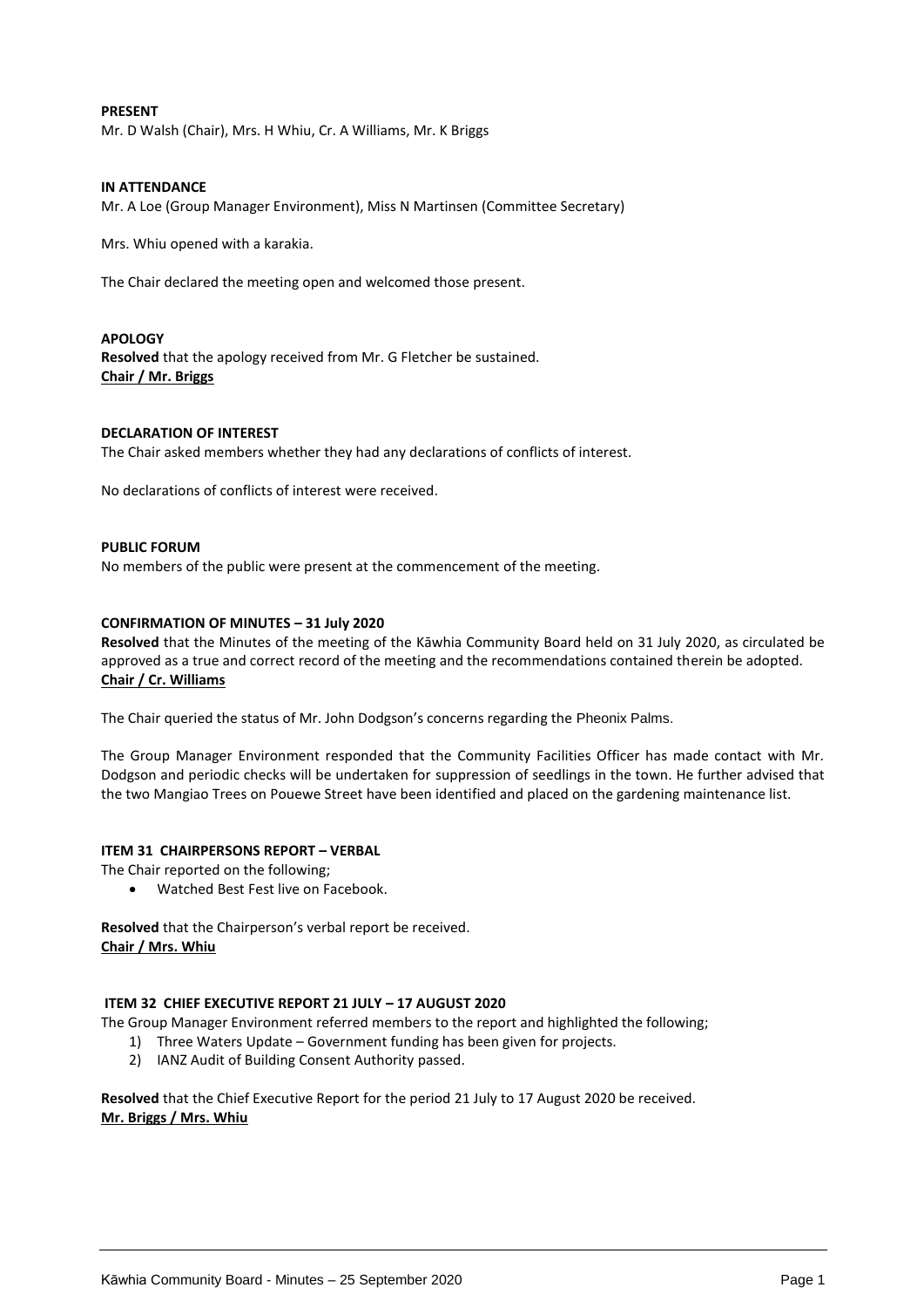**PRESENT**
Mr. D Walsh (Chair), Mrs. H Whiu, Cr. A Williams, Mr. K Briggs

**IN ATTENDANCE**
Mr. A Loe (Group Manager Environment), Miss N Martinsen (Committee Secretary)

Mrs. Whiu opened with a karakia.

The Chair declared the meeting open and welcomed those present.

**APOLOGY**
**Resolved** that the apology received from Mr. G Fletcher be sustained.
**Chair / Mr. Briggs**

**DECLARATION OF INTEREST**
The Chair asked members whether they had any declarations of conflicts of interest.

No declarations of conflicts of interest were received.

**PUBLIC FORUM**
No members of the public were present at the commencement of the meeting.

**CONFIRMATION OF MINUTES – 31 July 2020**
**Resolved** that the Minutes of the meeting of the Kāwhia Community Board held on 31 July 2020, as circulated be approved as a true and correct record of the meeting and the recommendations contained therein be adopted.
**Chair / Cr. Williams**

The Chair queried the status of Mr. John Dodgson's concerns regarding the Pheonix Palms.

The Group Manager Environment responded that the Community Facilities Officer has made contact with Mr. Dodgson and periodic checks will be undertaken for suppression of seedlings in the town. He further advised that the two Mangiao Trees on Pouewe Street have been identified and placed on the gardening maintenance list.

**ITEM 31 CHAIRPERSONS REPORT – VERBAL**
The Chair reported on the following;

- Watched Best Fest live on Facebook.

**Resolved** that the Chairperson's verbal report be received.
**Chair / Mrs. Whiu**

**ITEM 32 CHIEF EXECUTIVE REPORT 21 JULY – 17 AUGUST 2020**
The Group Manager Environment referred members to the report and highlighted the following;

1) Three Waters Update – Government funding has been given for projects.
2) IANZ Audit of Building Consent Authority passed.

**Resolved** that the Chief Executive Report for the period 21 July to 17 August 2020 be received.
**Mr. Briggs / Mrs. Whiu**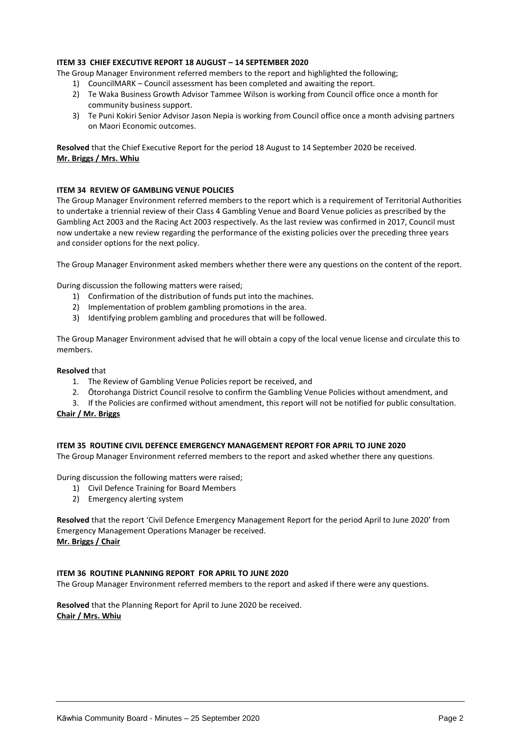**ITEM 33 CHIEF EXECUTIVE REPORT 18 AUGUST – 14 SEPTEMBER 2020**

The Group Manager Environment referred members to the report and highlighted the following;

1) CouncilMARK – Council assessment has been completed and awaiting the report.
2) Te Waka Business Growth Advisor Tammee Wilson is working from Council office once a month for community business support.
3) Te Puni Kokiri Senior Advisor Jason Nepia is working from Council office once a month advising partners on Maori Economic outcomes.

**Resolved** that the Chief Executive Report for the period 18 August to 14 September 2020 be received.
**Mr. Briggs / Mrs. Whiu**

**ITEM 34 REVIEW OF GAMBLING VENUE POLICIES**

The Group Manager Environment referred members to the report which is a requirement of Territorial Authorities to undertake a triennial review of their Class 4 Gambling Venue and Board Venue policies as prescribed by the Gambling Act 2003 and the Racing Act 2003 respectively. As the last review was confirmed in 2017, Council must now undertake a new review regarding the performance of the existing policies over the preceding three years and consider options for the next policy.

The Group Manager Environment asked members whether there were any questions on the content of the report.

During discussion the following matters were raised;

1) Confirmation of the distribution of funds put into the machines.
2) Implementation of problem gambling promotions in the area.
3) Identifying problem gambling and procedures that will be followed.

The Group Manager Environment advised that he will obtain a copy of the local venue license and circulate this to members.

**Resolved** that

1. The Review of Gambling Venue Policies report be received, and
2. Ōtorohanga District Council resolve to confirm the Gambling Venue Policies without amendment, and
3. If the Policies are confirmed without amendment, this report will not be notified for public consultation.

**Chair / Mr. Briggs**

**ITEM 35 ROUTINE CIVIL DEFENCE EMERGENCY MANAGEMENT REPORT FOR APRIL TO JUNE 2020**

The Group Manager Environment referred members to the report and asked whether there any questions.

During discussion the following matters were raised;

1) Civil Defence Training for Board Members
2) Emergency alerting system

**Resolved** that the report 'Civil Defence Emergency Management Report for the period April to June 2020' from Emergency Management Operations Manager be received.
**Mr. Briggs / Chair**

**ITEM 36 ROUTINE PLANNING REPORT FOR APRIL TO JUNE 2020**

The Group Manager Environment referred members to the report and asked if there were any questions.

**Resolved** that the Planning Report for April to June 2020 be received.
**Chair / Mrs. Whiu**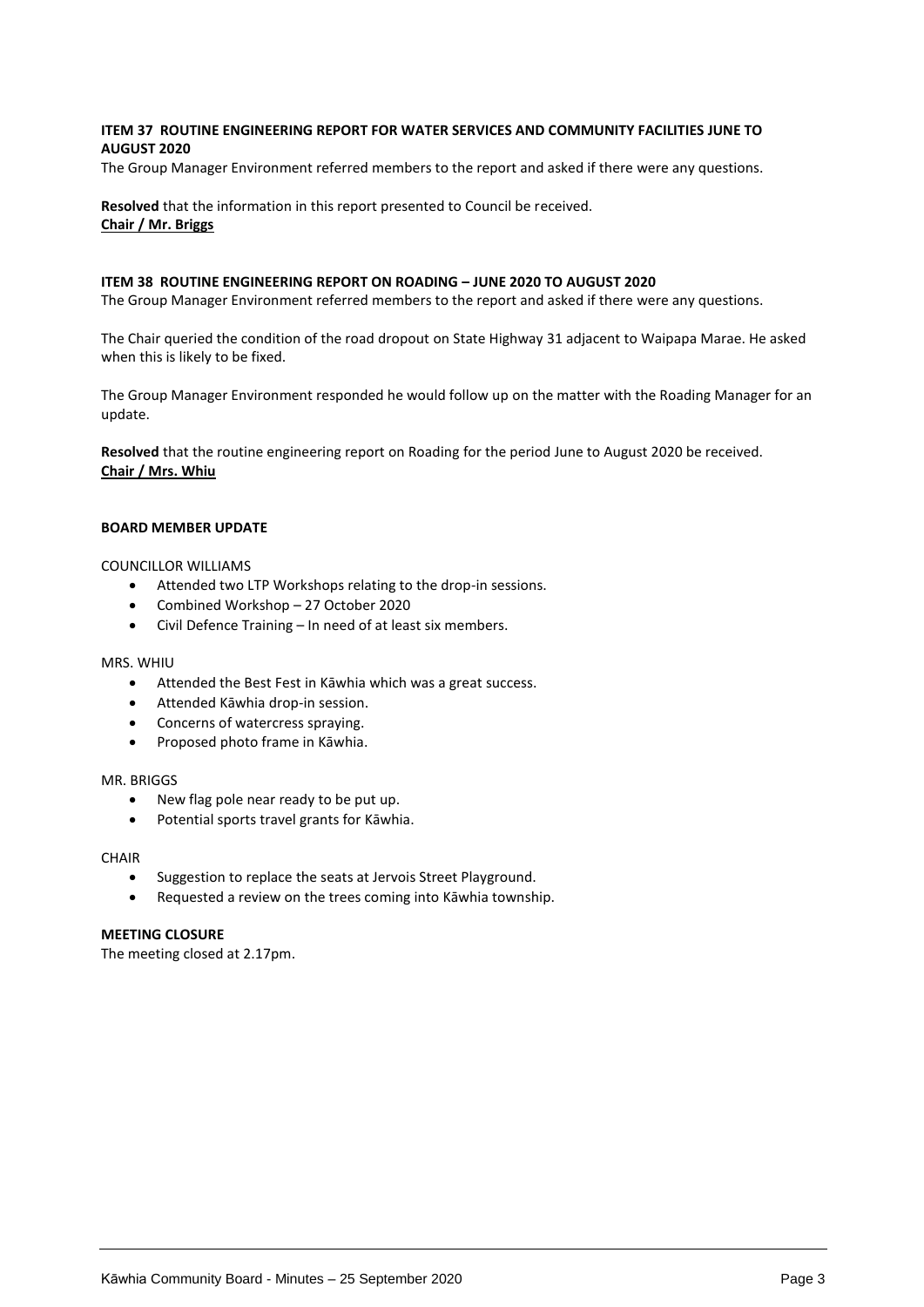**ITEM 37 ROUTINE ENGINEERING REPORT FOR WATER SERVICES AND COMMUNITY FACILITIES JUNE TO AUGUST 2020**

The Group Manager Environment referred members to the report and asked if there were any questions.

**Resolved** that the information in this report presented to Council be received.
**Chair / Mr. Briggs**

**ITEM 38 ROUTINE ENGINEERING REPORT ON ROADING – JUNE 2020 TO AUGUST 2020**

The Group Manager Environment referred members to the report and asked if there were any questions.

The Chair queried the condition of the road dropout on State Highway 31 adjacent to Waipapa Marae. He asked when this is likely to be fixed.

The Group Manager Environment responded he would follow up on the matter with the Roading Manager for an update.

**Resolved** that the routine engineering report on Roading for the period June to August 2020 be received.
**Chair / Mrs. Whiu**

**BOARD MEMBER UPDATE**

COUNCILLOR WILLIAMS

- Attended two LTP Workshops relating to the drop-in sessions.
- Combined Workshop – 27 October 2020
- Civil Defence Training – In need of at least six members.

MRS. WHIU

- Attended the Best Fest in Kāwhia which was a great success.
- Attended Kāwhia drop-in session.
- Concerns of watercress spraying.
- Proposed photo frame in Kāwhia.

MR. BRIGGS

- New flag pole near ready to be put up.
- Potential sports travel grants for Kāwhia.

CHAIR

- Suggestion to replace the seats at Jervois Street Playground.
- Requested a review on the trees coming into Kāwhia township.

**MEETING CLOSURE**

The meeting closed at 2.17pm.